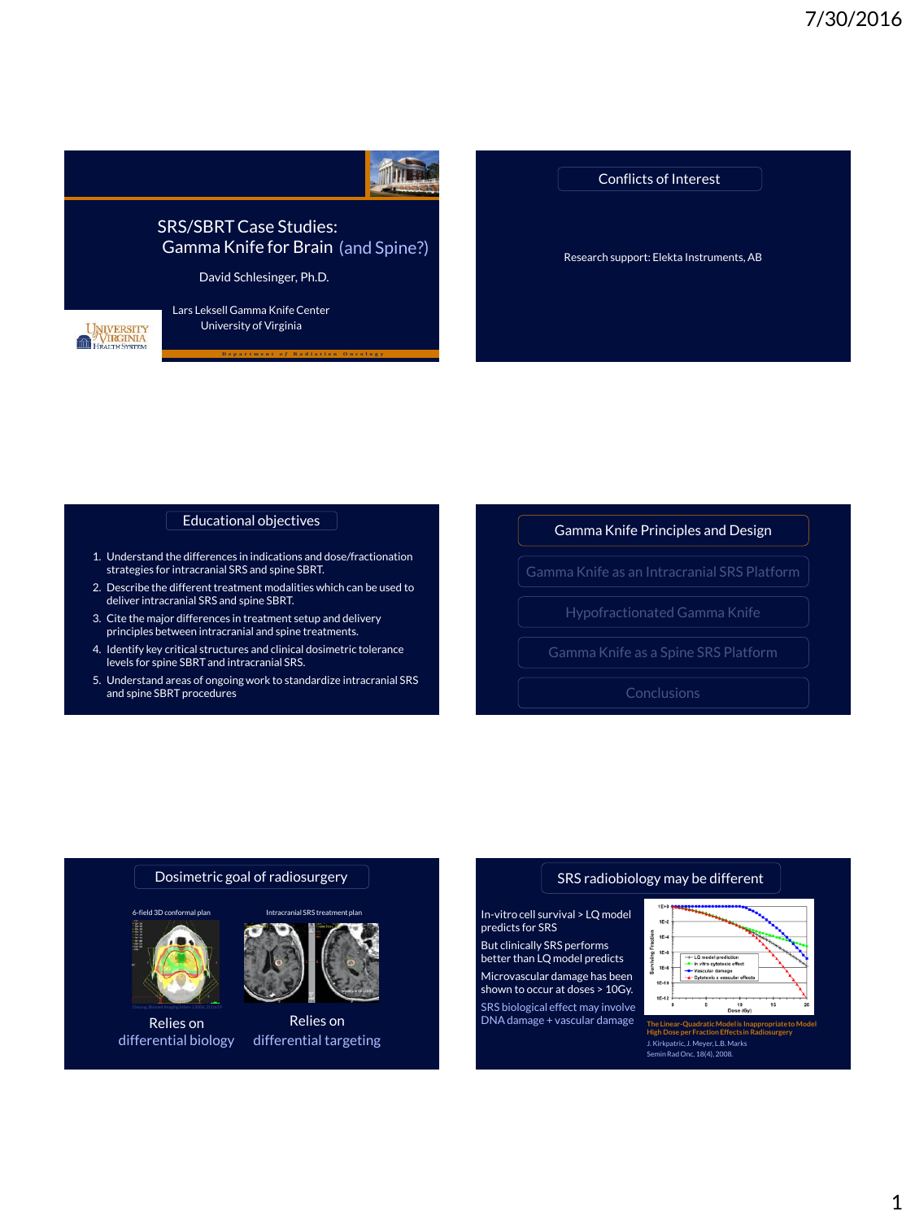## SRS/SBRT Case Studies: Gamma Knife for Brain (and Spine?)

David Schlesinger, Ph.D.

Lars Leksell Gamma Knife Center
University of Virginia

University of Virginia Health System

Department of Radiation Oncology

## Conflicts of Interest

Research support: Elekta Instruments, AB

## Educational objectives

1. Understand the differences in indications and dose/fractionation strategies for intracranial SRS and spine SBRT.
2. Describe the different treatment modalities which can be used to deliver intracranial SRS and spine SBRT.
3. Cite the major differences in treatment setup and delivery principles between intracranial and spine treatments.
4. Identify key critical structures and clinical dosimetric tolerance levels for spine SBRT and intracranial SRS.
5. Understand areas of ongoing work to standardize intracranial SRS and spine SBRT procedures

## Gamma Knife Principles and Design

- Gamma Knife as an Intracranial SRS Platform
- Hypofractionated Gamma Knife
- Gamma Knife as a Spine SRS Platform
- Conclusions

## Dosimetric goal of radiosurgery

6-field 3D conformal plan

Intracranial SRS treatment plan

Relies on differential biology

Relies on differential targeting

## SRS radiobiology may be different

In-vitro cell survival > LQ model predicts for SRS

But clinically SRS performs better than LQ model predicts

Microvascular damage has been shown to occur at doses > 10Gy.

SRS biological effect may involve DNA damage + vascular damage

The Linear-Quadratic Model is Inappropriate to Model High Dose per Fraction Effects in Radiosurgery

J. Kirkpatric, J. Meyer, L.B. Marks

Semin Rad Onc, 18(4), 2008.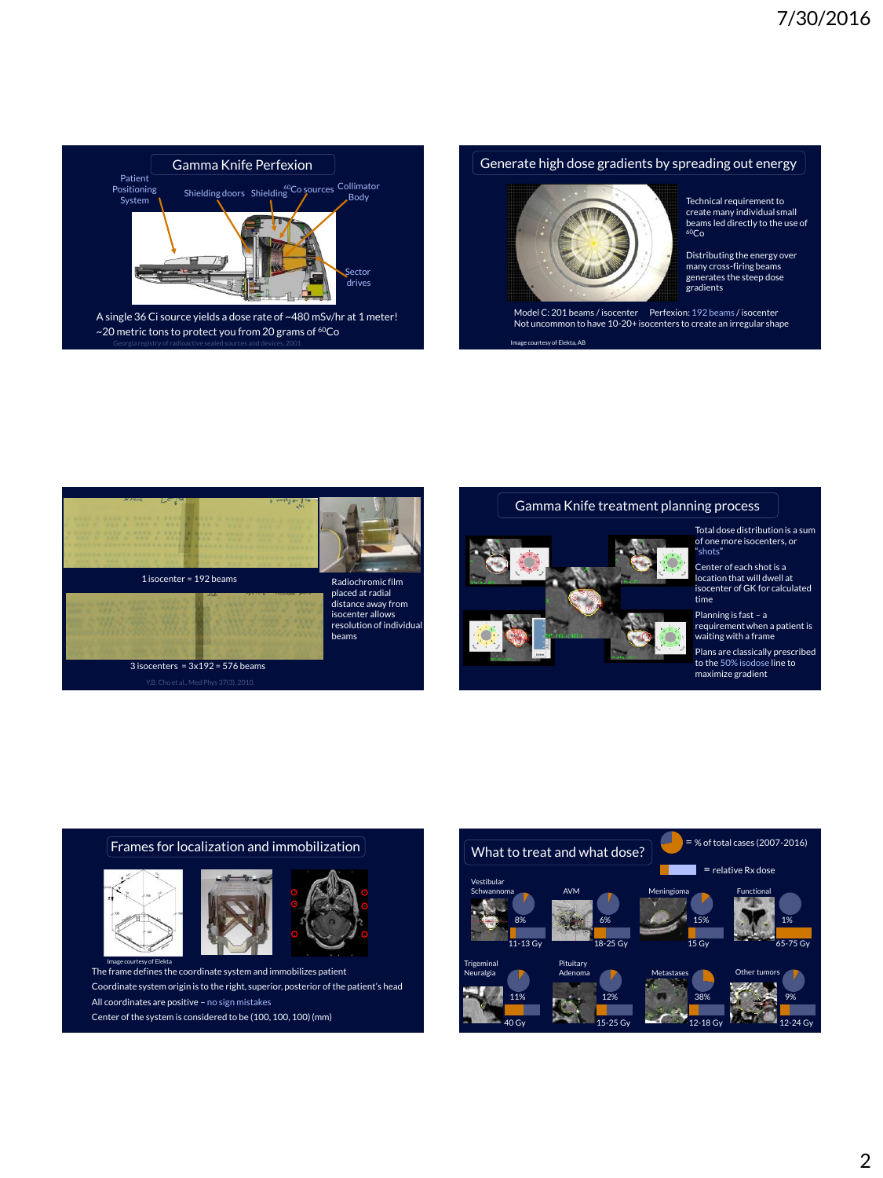## Gamma Knife Perfexion

Patient Positioning System · Shielding doors · Shielding · $^{60}$Co sources · Collimator Body · Sector drives

A single 36 Ci source yields a dose rate of ~480 mSv/hr at 1 meter!

~20 metric tons to protect you from 20 grams of $^{60}$Co

Georgia registry of radioactive sealed sources and devices, 2001

## Generate high dose gradients by spreading out energy

Technical requirement to create many individual small beams led directly to the use of $^{60}$Co

Distributing the energy over many cross-firing beams generates the steep dose gradients

Model C: 201 beams / isocenter Perfexion: 192 beams / isocenter

Not uncommon to have 10-20+ isocenters to create an irregular shape

Image courtesy of Elekta, AB

---

1 isocenter = 192 beams

3 isocenters = 3x192 = 576 beams

Radiochromic film placed at radial distance away from isocenter allows resolution of individual beams

Y.B. Cho et al., Med Phys 37(3), 2010.

## Gamma Knife treatment planning process

- Total dose distribution is a sum of one more isocenters, or "shots"
- Center of each shot is a location that will dwell at isocenter of GK for calculated time
- Planning is fast – a requirement when a patient is waiting with a frame
- Plans are classically prescribed to the 50% isodose line to maximize gradient

---

## Frames for localization and immobilization

Image courtesy of Elekta

The frame defines the coordinate system and immobilizes patient

Coordinate system origin is to the right, superior, posterior of the patient's head

All coordinates are positive – no sign mistakes

Center of the system is considered to be (100, 100, 100) (mm)

## What to treat and what dose?

Pie chart = % of total cases (2007-2016)

Bar = relative Rx dose

| Indication | % of total cases | Rx dose |
|---|---|---|
| Vestibular Schwannoma | 8% | 11-13 Gy |
| AVM | 6% | 18-25 Gy |
| Meningioma | 15% | 15 Gy |
| Functional | 1% | 65-75 Gy |
| Trigeminal Neuralgia | 11% | 40 Gy |
| Pituitary Adenoma | 12% | 15-25 Gy |
| Metastases | 38% | 12-18 Gy |
| Other tumors | 9% | 12-24 Gy |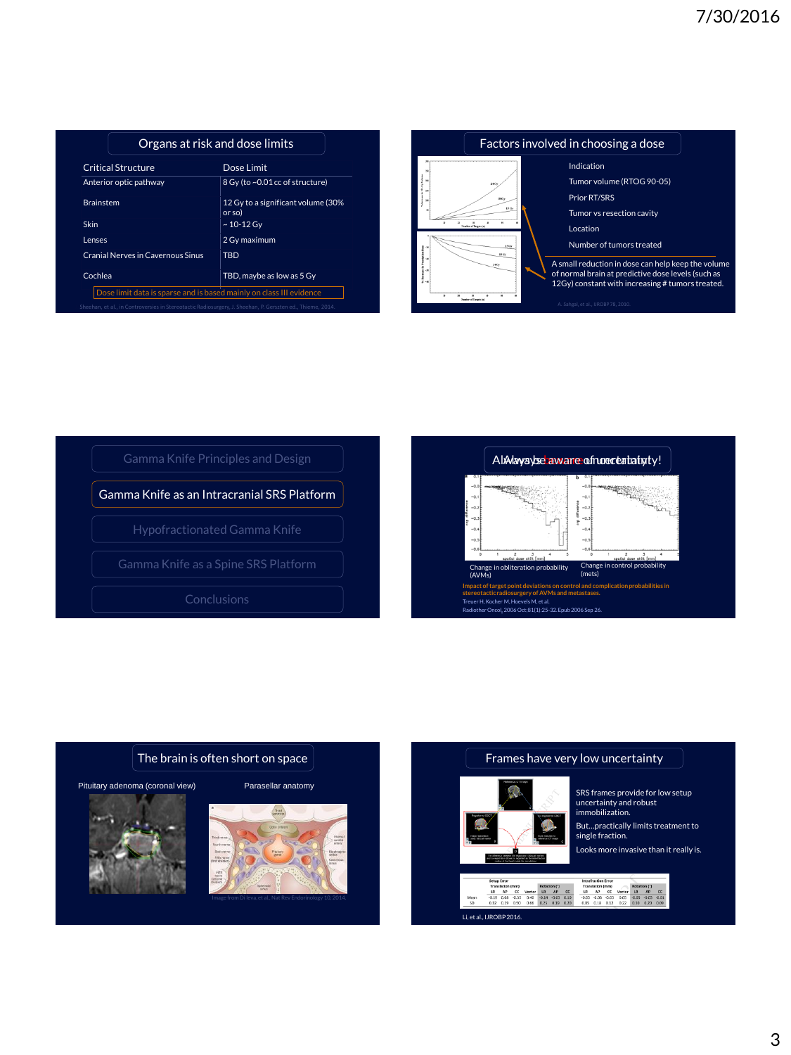## Organs at risk and dose limits

| Critical Structure | Dose Limit |
|---|---|
| Anterior optic pathway | 8 Gy (to ~0.01 cc of structure) |
| Brainstem | 12 Gy to a significant volume (30% or so) |
| Skin | ~ 10-12 Gy |
| Lenses | 2 Gy maximum |
| Cranial Nerves in Cavernous Sinus | TBD |
| Cochlea | TBD, maybe as low as 5 Gy |

Dose limit data is sparse and is based mainly on class III evidence

Sheehan, et al., in Controversies in Stereotactic Radiosurgery, J. Sheehan, P. Gerszten ed., Thieme, 2014.

## Factors involved in choosing a dose

- Indication
- Tumor volume (RTOG 90-05)
- Prior RT/SRS
- Tumor vs resection cavity
- Location
- Number of tumors treated

A small reduction in dose can help keep the volume of normal brain at predictive dose levels (such as 12Gy) constant with increasing # tumors treated.

A. Sahgal, et al., IJROBP 78, 2010.

---

- Gamma Knife Principles and Design
- **Gamma Knife as an Intracranial SRS Platform**
- Hypofractionated Gamma Knife
- Gamma Knife as a Spine SRS Platform
- Conclusions

## Always be aware of uncertainty!

Change in obliteration probability (AVMs)

Change in control probability (mets)

Impact of target point deviations on control and complication probabilities in stereotactic radiosurgery of AVMs and metastases.
Treuer H, Kocher M, Hoevels M, et al.
Radiother Oncol. 2006 Oct;81(1):25-32. Epub 2006 Sep 26.

## The brain is often short on space

Pituitary adenoma (coronal view)

Parasellar anatomy

Image from Di Ieva, et al., Nat Rev Endorinology 10, 2014.

## Frames have very low uncertainty

SRS frames provide for low setup uncertainty and robust immobilization.

But…practically limits treatment to single fraction.

Looks more invasive than it really is.

Li, et al., IJROBP 2016.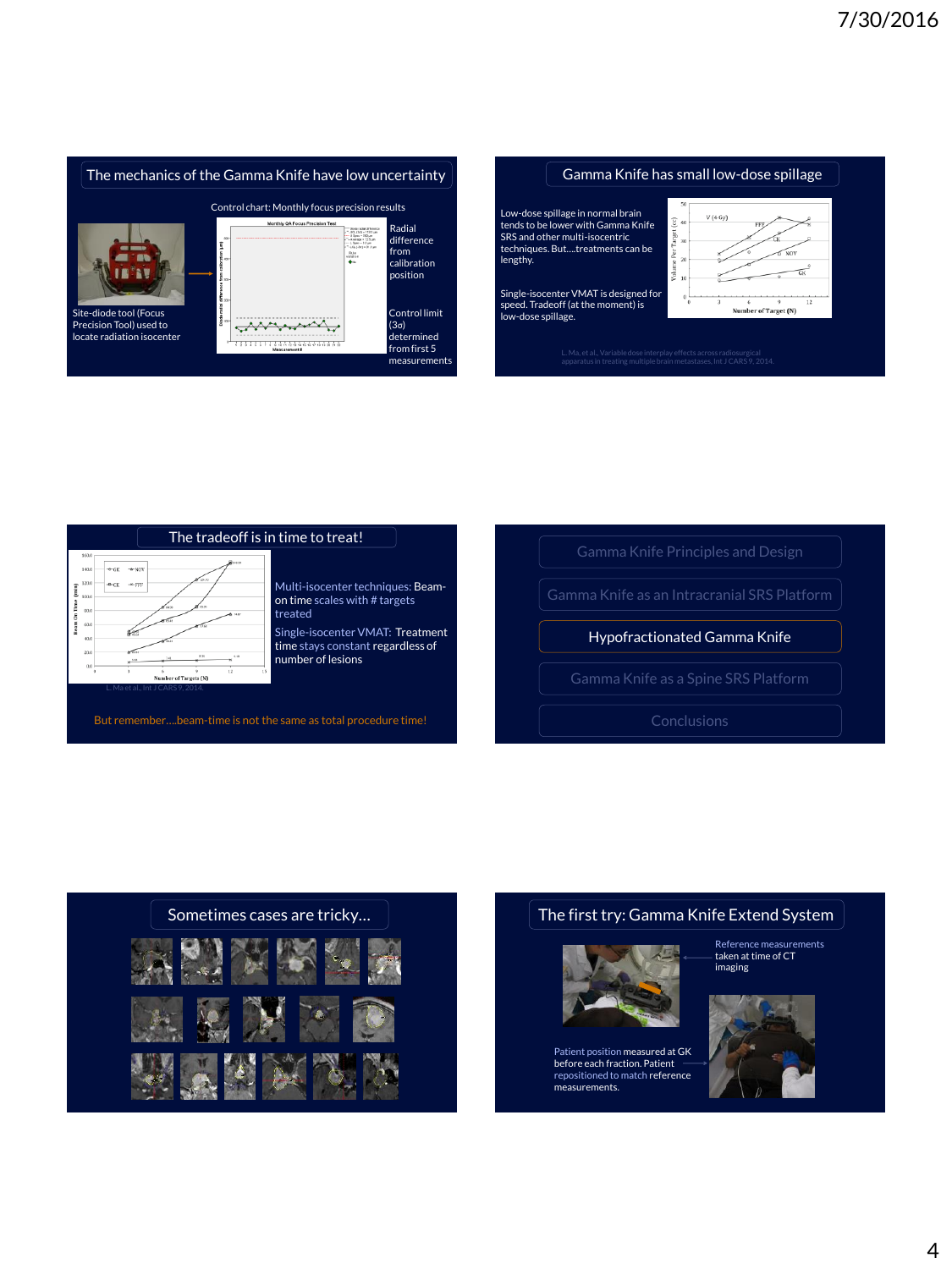## The mechanics of the Gamma Knife have low uncertainty

Control chart: Monthly focus precision results

Site-diode tool (Focus Precision Tool) used to locate radiation isocenter

Radial difference from calibration position

Control limit (3σ) determined from first 5 measurements

## Gamma Knife has small low-dose spillage

Low-dose spillage in normal brain tends to be lower with Gamma Knife SRS and other multi-isocentric techniques. But….treatments can be lengthy.

Single-isocenter VMAT is designed for speed. Tradeoff (at the moment) is low-dose spillage.

L. Ma, et al., Variable dose interplay effects across radiosurgical apparatus in treating multiple brain metastases, Int J CARS 9, 2014.

## The tradeoff is in time to treat!

Multi-isocenter techniques: Beam-on time scales with # targets treated

Single-isocenter VMAT: Treatment time stays constant regardless of number of lesions

L. Ma et al., Int J CARS 9, 2014.

But remember….beam-time is not the same as total procedure time!

- Gamma Knife Principles and Design
- Gamma Knife as an Intracranial SRS Platform
- **Hypofractionated Gamma Knife**
- Gamma Knife as a Spine SRS Platform
- Conclusions

## Sometimes cases are tricky…

## The first try: Gamma Knife Extend System

Reference measurements taken at time of CT imaging

Patient position measured at GK before each fraction. Patient repositioned to match reference measurements.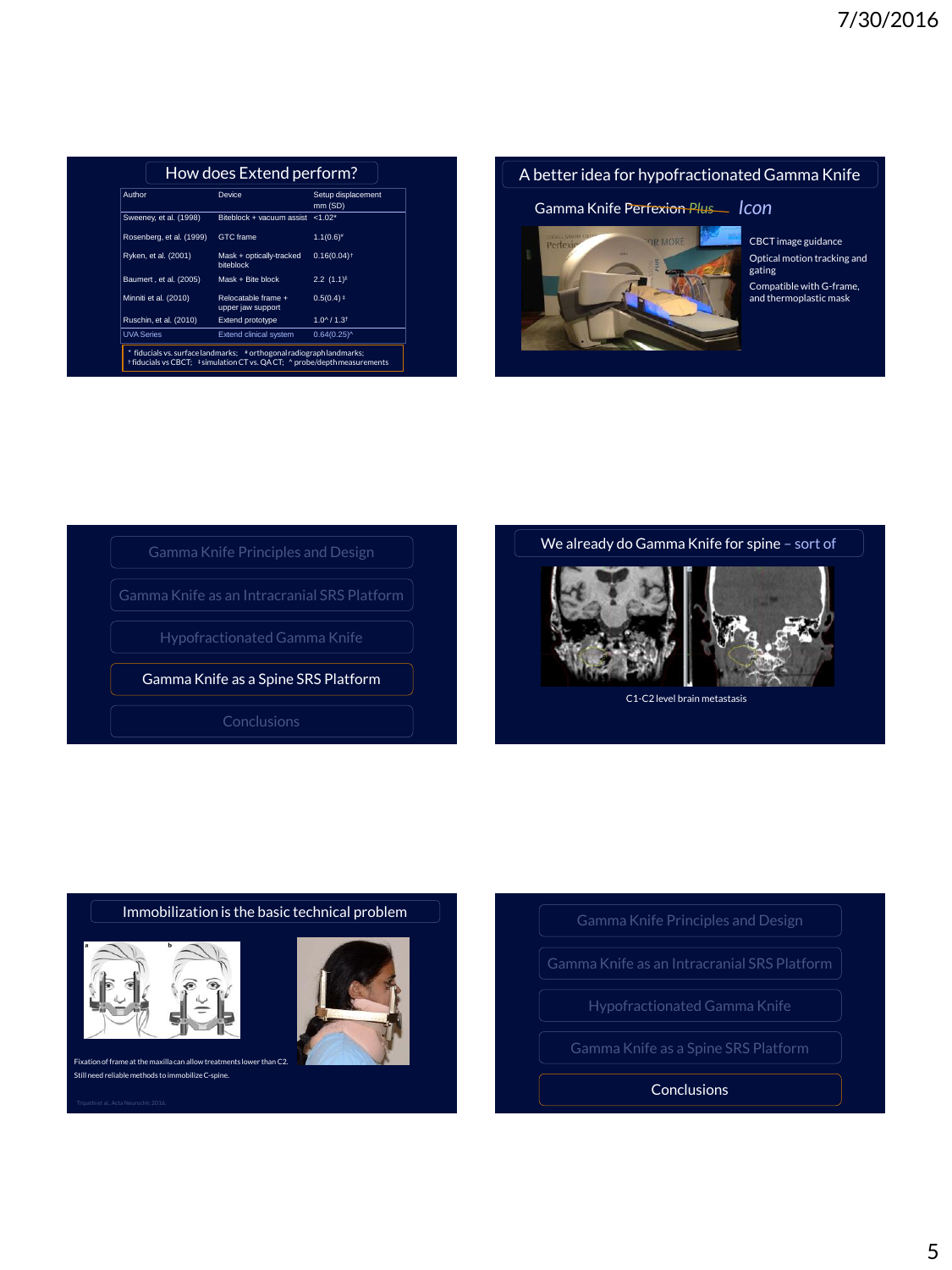## How does Extend perform?

| Author | Device | Setup displacement mm (SD) |
|---|---|---|
| Sweeney, et al. (1998) | Biteblock + vacuum assist | <1.02* |
| Rosenberg, et al. (1999) | GTC frame | 1.1(0.6)* |
| Ryken, et al. (2001) | Mask + optically-tracked biteblock | 0.16(0.04)† |
| Baumert , et al. (2005) | Mask + Bite block | 2.2 (1.1)‡ |
| Minniti et al. (2010) | Relocatable frame + upper jaw support | 0.5(0.4) ‡ |
| Ruschin, et al. (2010) | Extend prototype | 1.0^ / 1.3† |
| UVA Series | Extend clinical system | 0.64(0.25)^ |

* fiducials vs. surface landmarks; ‡ orthogonal radiograph landmarks; † fiducials vs CBCT; ‡ simulation CT vs. QA CT; ^ probe/depth measurements

## A better idea for hypofractionated Gamma Knife

Gamma Knife ~~Perfexion Plus~~ *Icon*

- CBCT image guidance
- Optical motion tracking and gating
- Compatible with G-frame, and thermoplastic mask

---

- Gamma Knife Principles and Design
- Gamma Knife as an Intracranial SRS Platform
- Hypofractionated Gamma Knife
- **Gamma Knife as a Spine SRS Platform**
- Conclusions

## We already do Gamma Knife for spine – sort of

C1-C2 level brain metastasis

## Immobilization is the basic technical problem

Fixation of frame at the maxilla can allow treatments lower than C2. Still need reliable methods to immobilize C-spine.

Tripathi et al, Acta Neurochir 2016.

---

- Gamma Knife Principles and Design
- Gamma Knife as an Intracranial SRS Platform
- Hypofractionated Gamma Knife
- Gamma Knife as a Spine SRS Platform
- **Conclusions**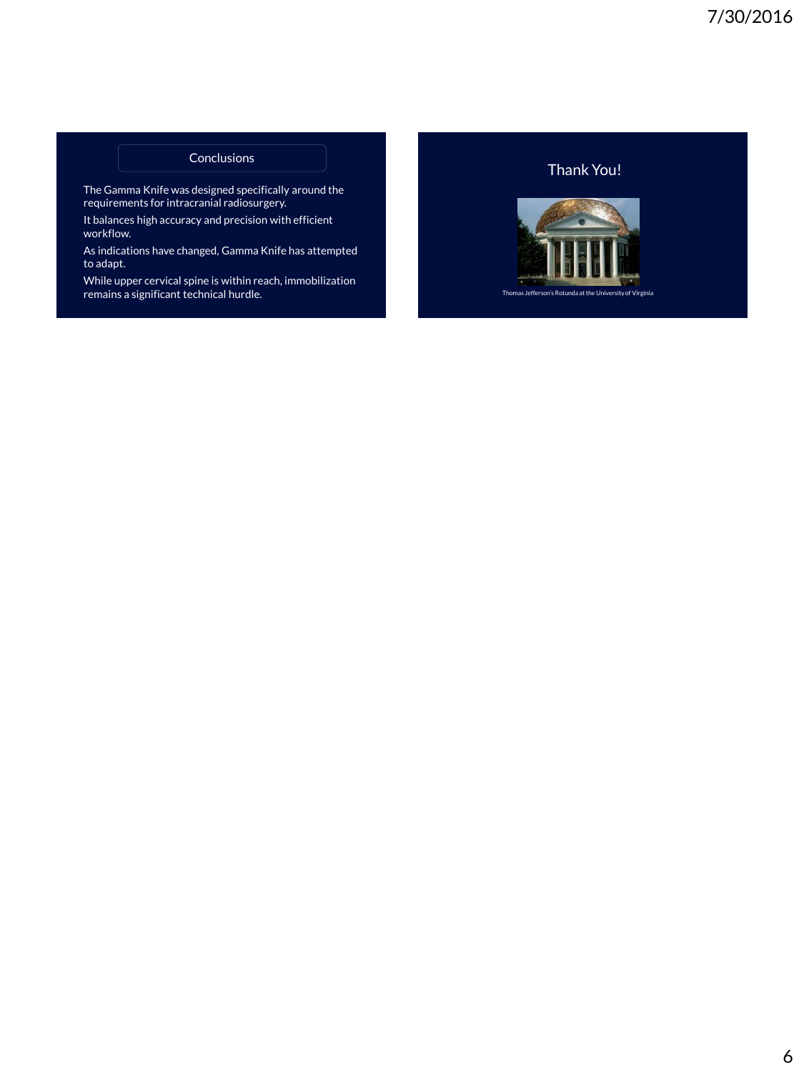## Conclusions

The Gamma Knife was designed specifically around the requirements for intracranial radiosurgery.

It balances high accuracy and precision with efficient workflow.

As indications have changed, Gamma Knife has attempted to adapt.

While upper cervical spine is within reach, immobilization remains a significant technical hurdle.

## Thank You!

Thomas Jefferson's Rotunda at the University of Virginia